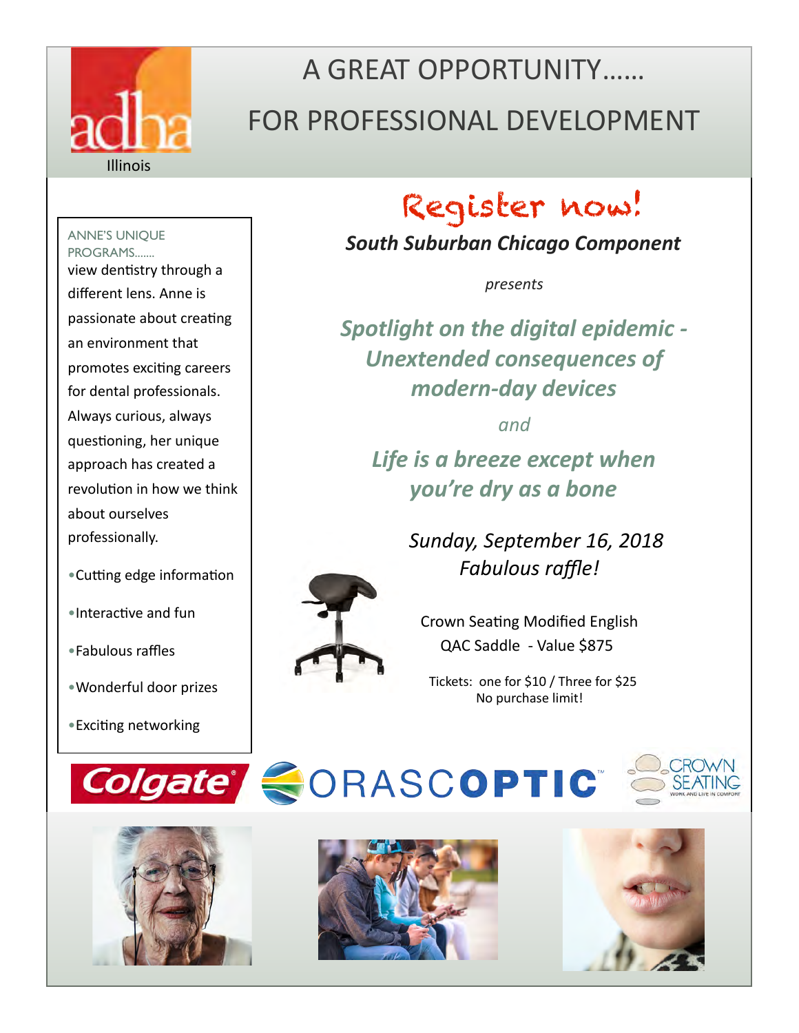adha Illinois

# A GREAT OPPORTUNITY……
# FOR PROFESSIONAL DEVELOPMENT

ANNE'S UNIQUE PROGRAMS……. view dentistry through a different lens. Anne is passionate about creating an environment that promotes exciting careers for dental professionals. Always curious, always questioning, her unique approach has created a revolution in how we think about ourselves professionally.

- Cutting edge information
- Interactive and fun
- Fabulous raffles
- Wonderful door prizes
- Exciting networking

## Register now!

***South Suburban Chicago Component***

*presents*

## *Spotlight on the digital epidemic - Unextended consequences of modern-day devices*

*and*

## *Life is a breeze except when you're dry as a bone*

*Sunday, September 16, 2018*

*Fabulous raffle!*

Crown Seating Modified English QAC Saddle - Value $875

Tickets: one for $10 / Three for $25
No purchase limit!

Colgate ORASCOPTIC CROWN SEATING WORK AND LIVE IN COMFORT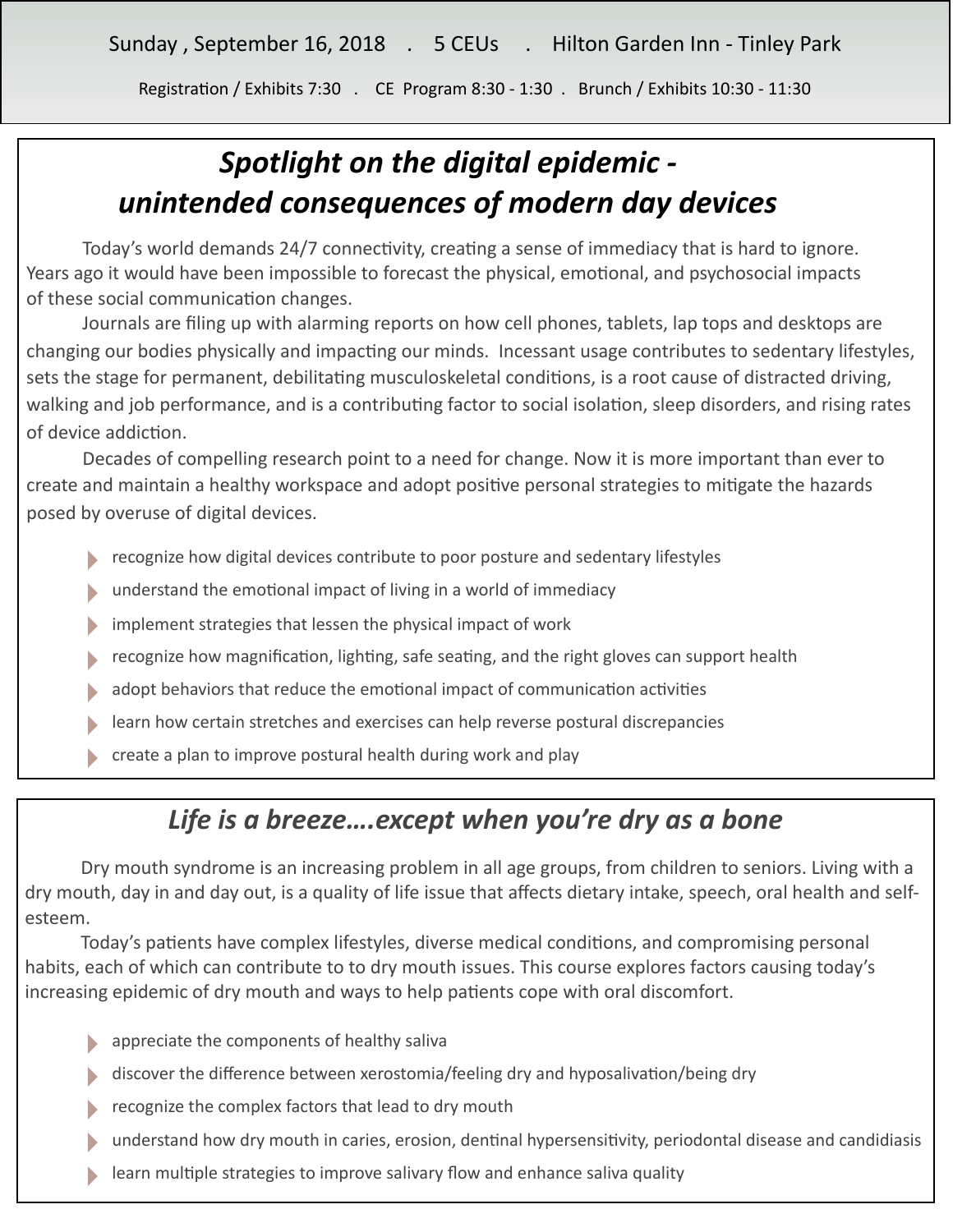Sunday , September 16, 2018 . 5 CEUs . Hilton Garden Inn - Tinley Park

Registration / Exhibits 7:30 . CE Program 8:30 - 1:30 . Brunch / Exhibits 10:30 - 11:30

## *Spotlight on the digital epidemic - unintended consequences of modern day devices*

Today's world demands 24/7 connectivity, creating a sense of immediacy that is hard to ignore. Years ago it would have been impossible to forecast the physical, emotional, and psychosocial impacts of these social communication changes.

Journals are filing up with alarming reports on how cell phones, tablets, lap tops and desktops are changing our bodies physically and impacting our minds. Incessant usage contributes to sedentary lifestyles, sets the stage for permanent, debilitating musculoskeletal conditions, is a root cause of distracted driving, walking and job performance, and is a contributing factor to social isolation, sleep disorders, and rising rates of device addiction.

Decades of compelling research point to a need for change. Now it is more important than ever to create and maintain a healthy workspace and adopt positive personal strategies to mitigate the hazards posed by overuse of digital devices.

- recognize how digital devices contribute to poor posture and sedentary lifestyles
- understand the emotional impact of living in a world of immediacy
- implement strategies that lessen the physical impact of work
- recognize how magnification, lighting, safe seating, and the right gloves can support health
- adopt behaviors that reduce the emotional impact of communication activities
- learn how certain stretches and exercises can help reverse postural discrepancies
- create a plan to improve postural health during work and play

## *Life is a breeze….except when you're dry as a bone*

Dry mouth syndrome is an increasing problem in all age groups, from children to seniors. Living with a dry mouth, day in and day out, is a quality of life issue that affects dietary intake, speech, oral health and self-esteem.

Today's patients have complex lifestyles, diverse medical conditions, and compromising personal habits, each of which can contribute to to dry mouth issues. This course explores factors causing today's increasing epidemic of dry mouth and ways to help patients cope with oral discomfort.

- appreciate the components of healthy saliva
- discover the difference between xerostomia/feeling dry and hyposalivation/being dry
- recognize the complex factors that lead to dry mouth
- understand how dry mouth in caries, erosion, dentinal hypersensitivity, periodontal disease and candidiasis
- learn multiple strategies to improve salivary flow and enhance saliva quality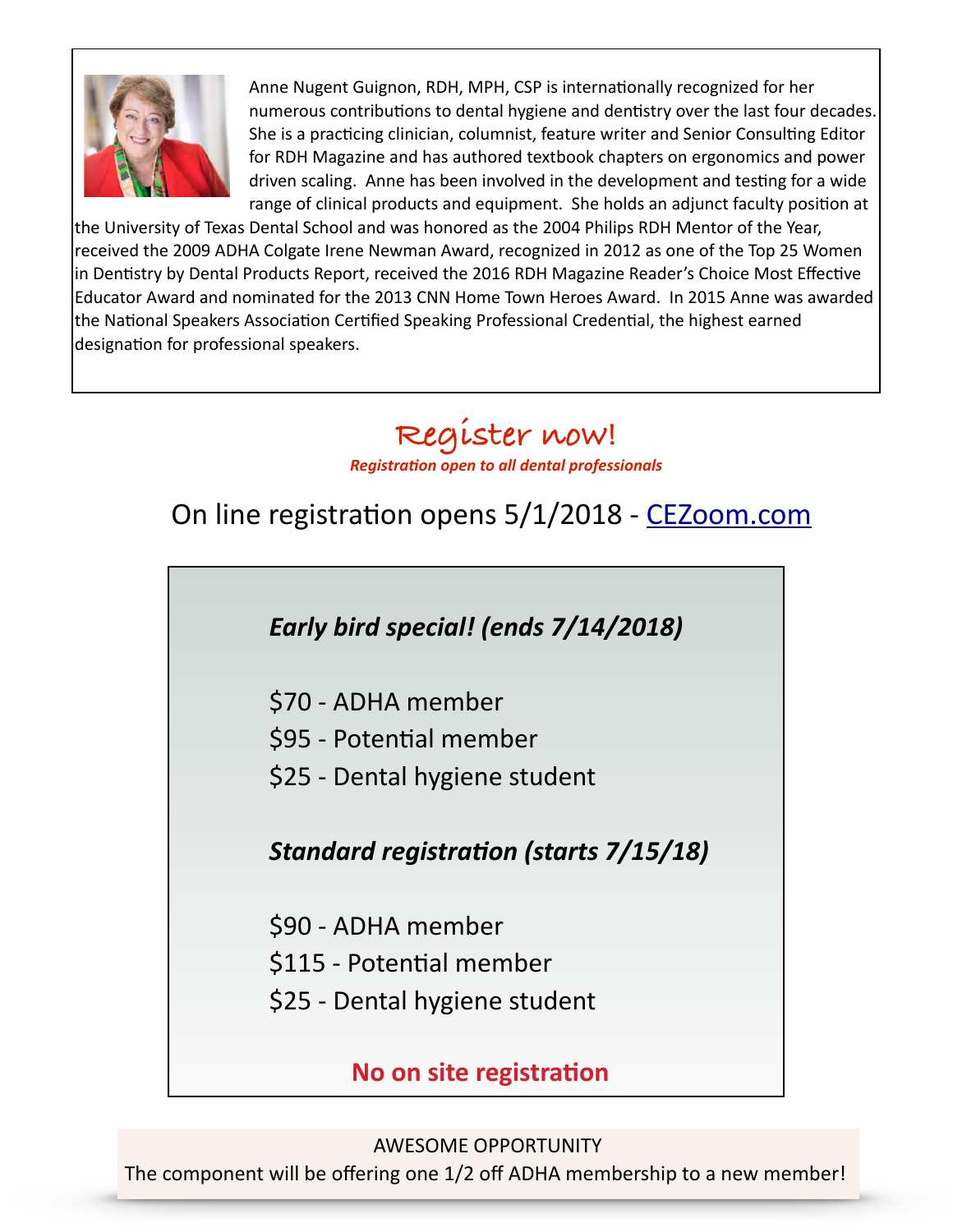Anne Nugent Guignon, RDH, MPH, CSP is internationally recognized for her numerous contributions to dental hygiene and dentistry over the last four decades. She is a practicing clinician, columnist, feature writer and Senior Consulting Editor for RDH Magazine and has authored textbook chapters on ergonomics and power driven scaling. Anne has been involved in the development and testing for a wide range of clinical products and equipment. She holds an adjunct faculty position at the University of Texas Dental School and was honored as the 2004 Philips RDH Mentor of the Year, received the 2009 ADHA Colgate Irene Newman Award, recognized in 2012 as one of the Top 25 Women in Dentistry by Dental Products Report, received the 2016 RDH Magazine Reader's Choice Most Effective Educator Award and nominated for the 2013 CNN Home Town Heroes Award. In 2015 Anne was awarded the National Speakers Association Certified Speaking Professional Credential, the highest earned designation for professional speakers.

# Register now!

***Registration open to all dental professionals***

## On line registration opens 5/1/2018 - [CEZoom.com](CEZoom.com)

***Early bird special! (ends 7/14/2018)***

$70 - ADHA member
$95 - Potential member
$25 - Dental hygiene student

***Standard registration (starts 7/15/18)***

$90 - ADHA member
$115 - Potential member
$25 - Dental hygiene student

**No on site registration**

AWESOME OPPORTUNITY
The component will be offering one 1/2 off ADHA membership to a new member!